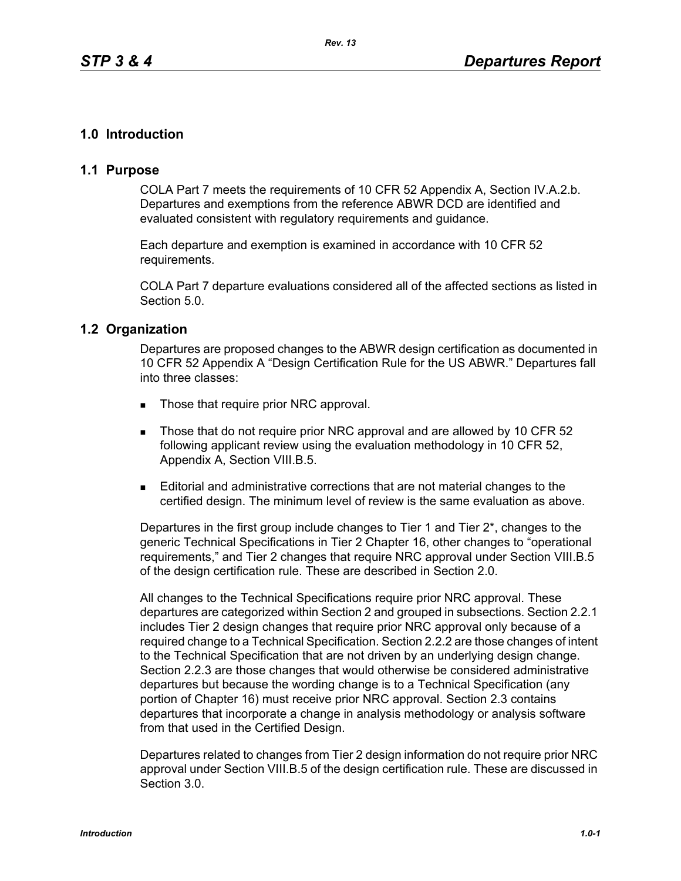# 1.0 Introduction

## 1.1 Purpose

COLA Part 7 meets the requirements of 10 CFR 52 Appendix A, Section IV.A.2.b. Departures and exemptions from the reference ABWR DCD are identified and evaluated consistent with regulatory requirements and guidance.

Each departure and exemption is examined in accordance with 10 CFR 52 requirements.

COLA Part 7 departure evaluations considered all of the affected sections as listed in Section 5.0.

## 1.2 Organization

Departures are proposed changes to the ABWR design certification as documented in 10 CFR 52 Appendix A "Design Certification Rule for the US ABWR." Departures fall into three classes:

- Those that require prior NRC approval.
- Those that do not require prior NRC approval and are allowed by 10 CFR 52 following applicant review using the evaluation methodology in 10 CFR 52, Appendix A, Section VIII.B.5.
- Editorial and administrative corrections that are not material changes to the certified design. The minimum level of review is the same evaluation as above.

Departures in the first group include changes to Tier 1 and Tier 2*, changes to the generic Technical Specifications in Tier 2 Chapter 16, other changes to "operational requirements," and Tier 2 changes that require NRC approval under Section VIII.B.5 of the design certification rule. These are described in Section 2.0.

All changes to the Technical Specifications require prior NRC approval. These departures are categorized within Section 2 and grouped in subsections. Section 2.2.1 includes Tier 2 design changes that require prior NRC approval only because of a required change to a Technical Specification. Section 2.2.2 are those changes of intent to the Technical Specification that are not driven by an underlying design change. Section 2.2.3 are those changes that would otherwise be considered administrative departures but because the wording change is to a Technical Specification (any portion of Chapter 16) must receive prior NRC approval. Section 2.3 contains departures that incorporate a change in analysis methodology or analysis software from that used in the Certified Design.

Departures related to changes from Tier 2 design information do not require prior NRC approval under Section VIII.B.5 of the design certification rule. These are discussed in Section 3.0.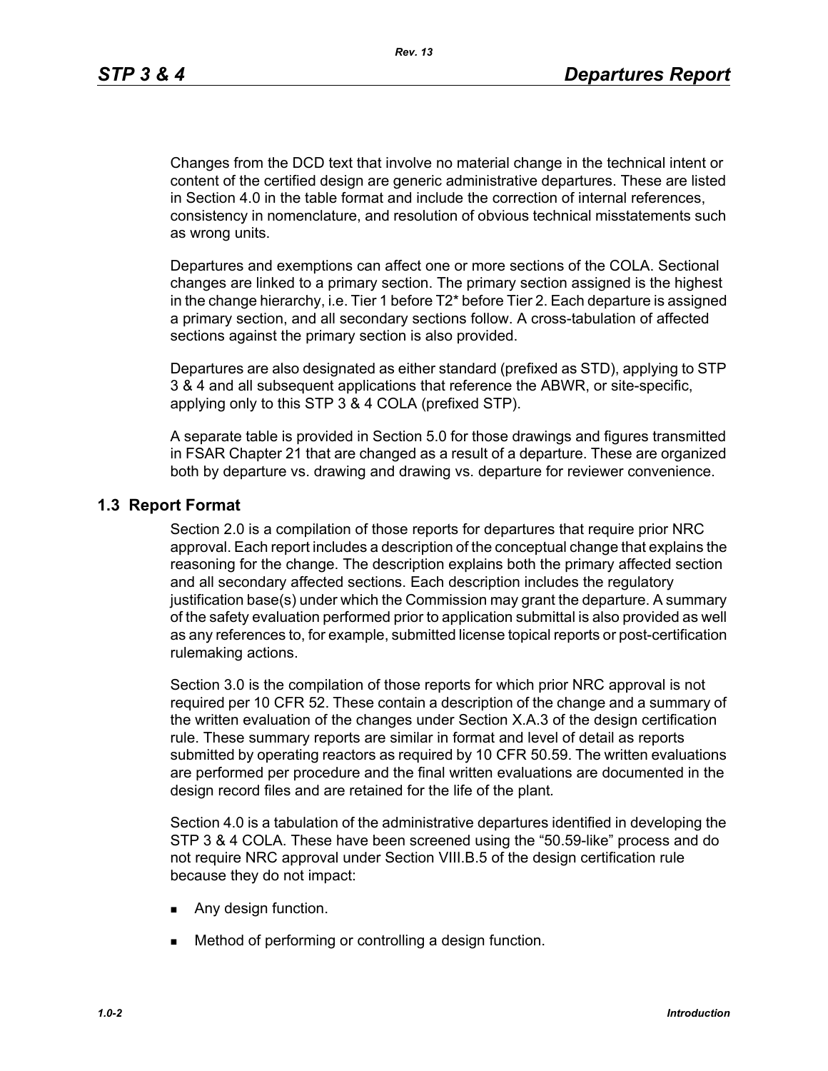Changes from the DCD text that involve no material change in the technical intent or content of the certified design are generic administrative departures. These are listed in Section 4.0 in the table format and include the correction of internal references, consistency in nomenclature, and resolution of obvious technical misstatements such as wrong units.

Departures and exemptions can affect one or more sections of the COLA. Sectional changes are linked to a primary section. The primary section assigned is the highest in the change hierarchy, i.e. Tier 1 before T2* before Tier 2. Each departure is assigned a primary section, and all secondary sections follow. A cross-tabulation of affected sections against the primary section is also provided.

Departures are also designated as either standard (prefixed as STD), applying to STP 3 & 4 and all subsequent applications that reference the ABWR, or site-specific, applying only to this STP 3 & 4 COLA (prefixed STP).

A separate table is provided in Section 5.0 for those drawings and figures transmitted in FSAR Chapter 21 that are changed as a result of a departure. These are organized both by departure vs. drawing and drawing vs. departure for reviewer convenience.

## 1.3 Report Format

Section 2.0 is a compilation of those reports for departures that require prior NRC approval. Each report includes a description of the conceptual change that explains the reasoning for the change. The description explains both the primary affected section and all secondary affected sections. Each description includes the regulatory justification base(s) under which the Commission may grant the departure. A summary of the safety evaluation performed prior to application submittal is also provided as well as any references to, for example, submitted license topical reports or post-certification rulemaking actions.

Section 3.0 is the compilation of those reports for which prior NRC approval is not required per 10 CFR 52. These contain a description of the change and a summary of the written evaluation of the changes under Section X.A.3 of the design certification rule. These summary reports are similar in format and level of detail as reports submitted by operating reactors as required by 10 CFR 50.59. The written evaluations are performed per procedure and the final written evaluations are documented in the design record files and are retained for the life of the plant.

Section 4.0 is a tabulation of the administrative departures identified in developing the STP 3 & 4 COLA. These have been screened using the “50.59-like” process and do not require NRC approval under Section VIII.B.5 of the design certification rule because they do not impact:

- Any design function.
- Method of performing or controlling a design function.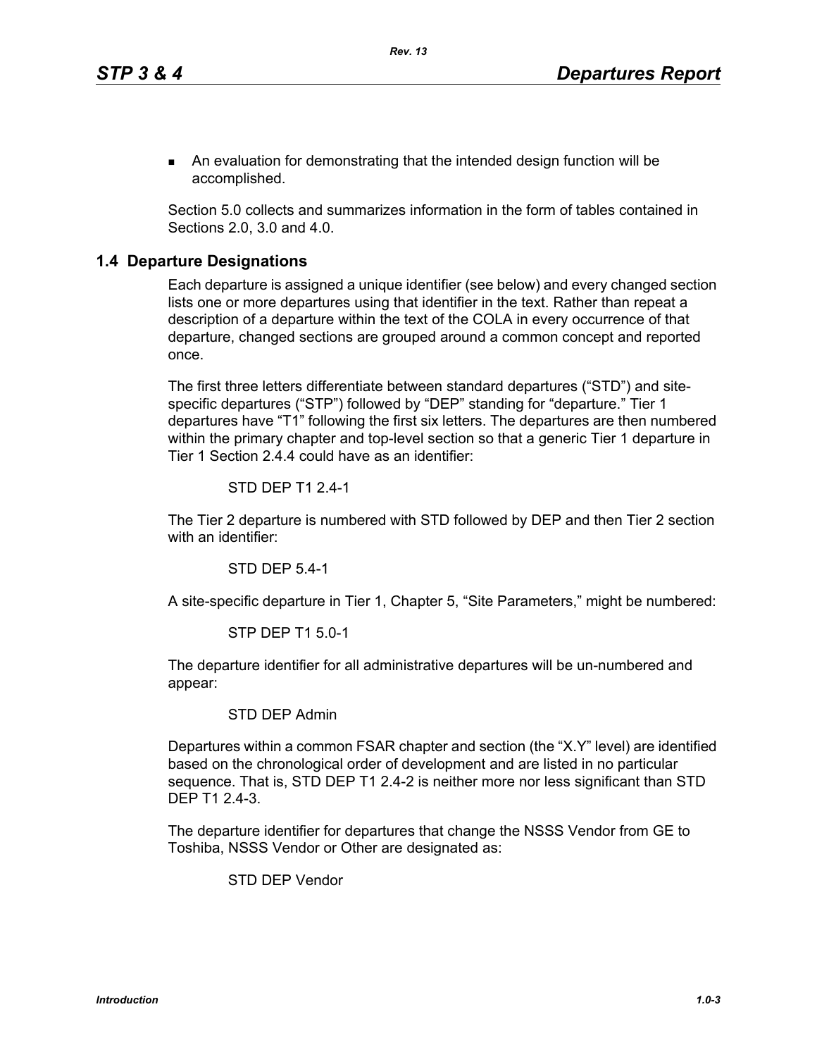- An evaluation for demonstrating that the intended design function will be accomplished.

Section 5.0 collects and summarizes information in the form of tables contained in Sections 2.0, 3.0 and 4.0.

## 1.4 Departure Designations

Each departure is assigned a unique identifier (see below) and every changed section lists one or more departures using that identifier in the text. Rather than repeat a description of a departure within the text of the COLA in every occurrence of that departure, changed sections are grouped around a common concept and reported once.

The first three letters differentiate between standard departures (“STD”) and site-specific departures (“STP”) followed by “DEP” standing for “departure.” Tier 1 departures have “T1” following the first six letters. The departures are then numbered within the primary chapter and top-level section so that a generic Tier 1 departure in Tier 1 Section 2.4.4 could have as an identifier:

STD DEP T1 2.4-1

The Tier 2 departure is numbered with STD followed by DEP and then Tier 2 section with an identifier:

STD DEP 5.4-1

A site-specific departure in Tier 1, Chapter 5, “Site Parameters,” might be numbered:

STP DEP T1 5.0-1

The departure identifier for all administrative departures will be un-numbered and appear:

STD DEP Admin

Departures within a common FSAR chapter and section (the “X.Y” level) are identified based on the chronological order of development and are listed in no particular sequence. That is, STD DEP T1 2.4-2 is neither more nor less significant than STD DEP T1 2.4-3.

The departure identifier for departures that change the NSSS Vendor from GE to Toshiba, NSSS Vendor or Other are designated as:

STD DEP Vendor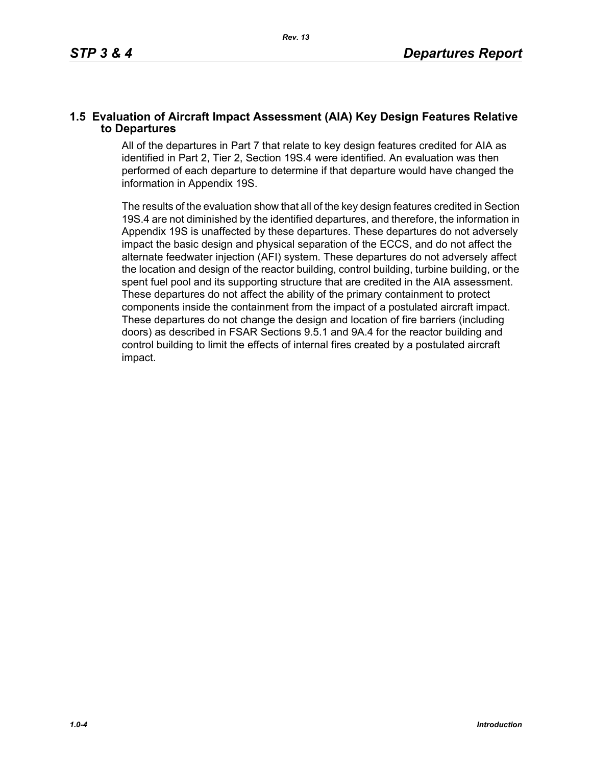## 1.5 Evaluation of Aircraft Impact Assessment (AIA) Key Design Features Relative to Departures

All of the departures in Part 7 that relate to key design features credited for AIA as identified in Part 2, Tier 2, Section 19S.4 were identified. An evaluation was then performed of each departure to determine if that departure would have changed the information in Appendix 19S.

The results of the evaluation show that all of the key design features credited in Section 19S.4 are not diminished by the identified departures, and therefore, the information in Appendix 19S is unaffected by these departures. These departures do not adversely impact the basic design and physical separation of the ECCS, and do not affect the alternate feedwater injection (AFI) system. These departures do not adversely affect the location and design of the reactor building, control building, turbine building, or the spent fuel pool and its supporting structure that are credited in the AIA assessment. These departures do not affect the ability of the primary containment to protect components inside the containment from the impact of a postulated aircraft impact. These departures do not change the design and location of fire barriers (including doors) as described in FSAR Sections 9.5.1 and 9A.4 for the reactor building and control building to limit the effects of internal fires created by a postulated aircraft impact.